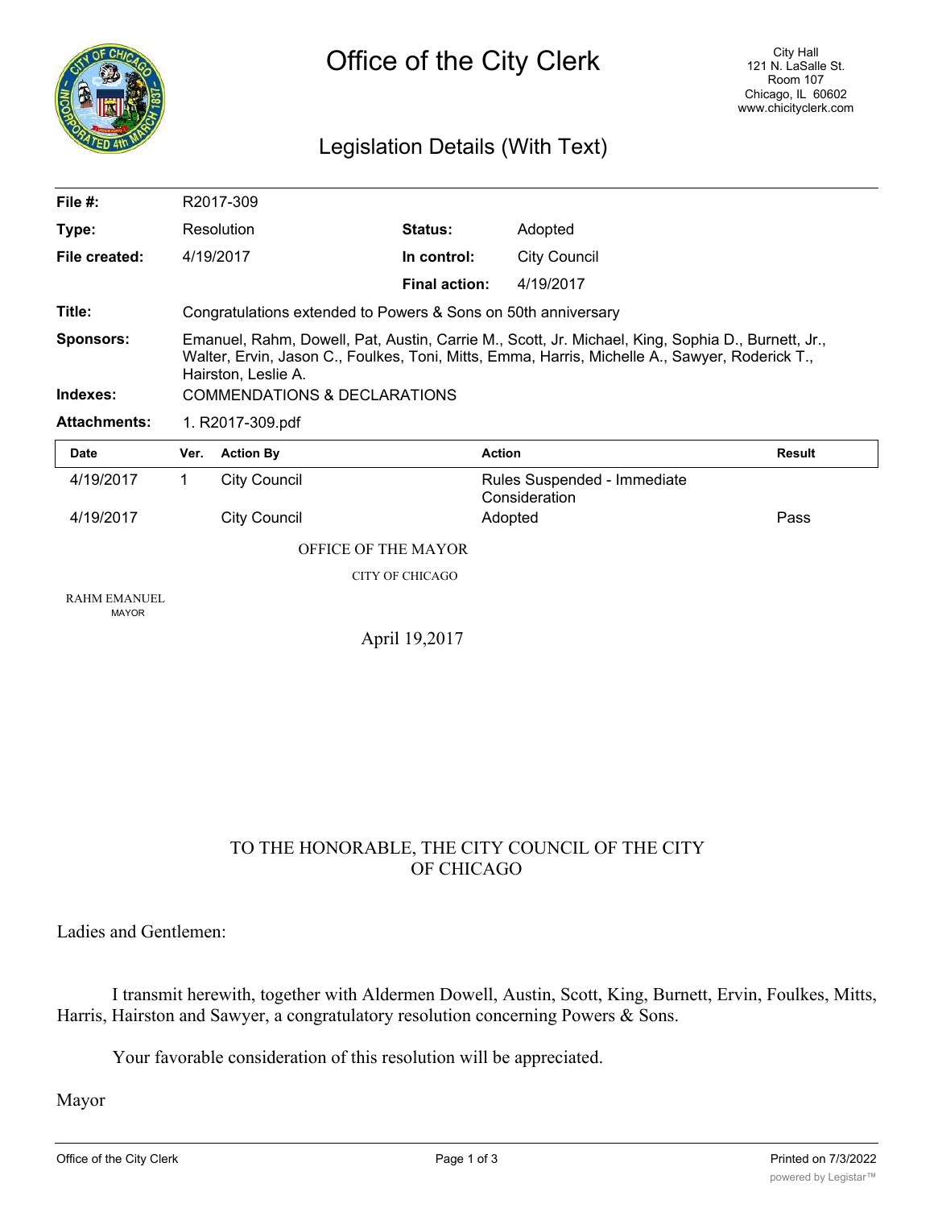# Office of the City Clerk

City Hall
121 N. LaSalle St.
Room 107
Chicago, IL 60602
www.chicityclerk.com

## Legislation Details (With Text)

| | | | |
|---|---|---|---|
| **File #:** | R2017-309 | | |
| **Type:** | Resolution | **Status:** | Adopted |
| **File created:** | 4/19/2017 | **In control:** | City Council |
| | | **Final action:** | 4/19/2017 |

**Title:** Congratulations extended to Powers & Sons on 50th anniversary

**Sponsors:** Emanuel, Rahm, Dowell, Pat, Austin, Carrie M., Scott, Jr. Michael, King, Sophia D., Burnett, Jr., Walter, Ervin, Jason C., Foulkes, Toni, Mitts, Emma, Harris, Michelle A., Sawyer, Roderick T., Hairston, Leslie A.

**Indexes:** COMMENDATIONS & DECLARATIONS

**Attachments:** 1. R2017-309.pdf

| Date | Ver. | Action By | Action | Result |
|---|---|---|---|---|
| 4/19/2017 | 1 | City Council | Rules Suspended - Immediate Consideration | |
| 4/19/2017 | | City Council | Adopted | Pass |

OFFICE OF THE MAYOR

CITY OF CHICAGO

RAHM EMANUEL
MAYOR

April 19,2017

TO THE HONORABLE, THE CITY COUNCIL OF THE CITY OF CHICAGO

Ladies and Gentlemen:

I transmit herewith, together with Aldermen Dowell, Austin, Scott, King, Burnett, Ervin, Foulkes, Mitts, Harris, Hairston and Sawyer, a congratulatory resolution concerning Powers & Sons.

Your favorable consideration of this resolution will be appreciated.

Mayor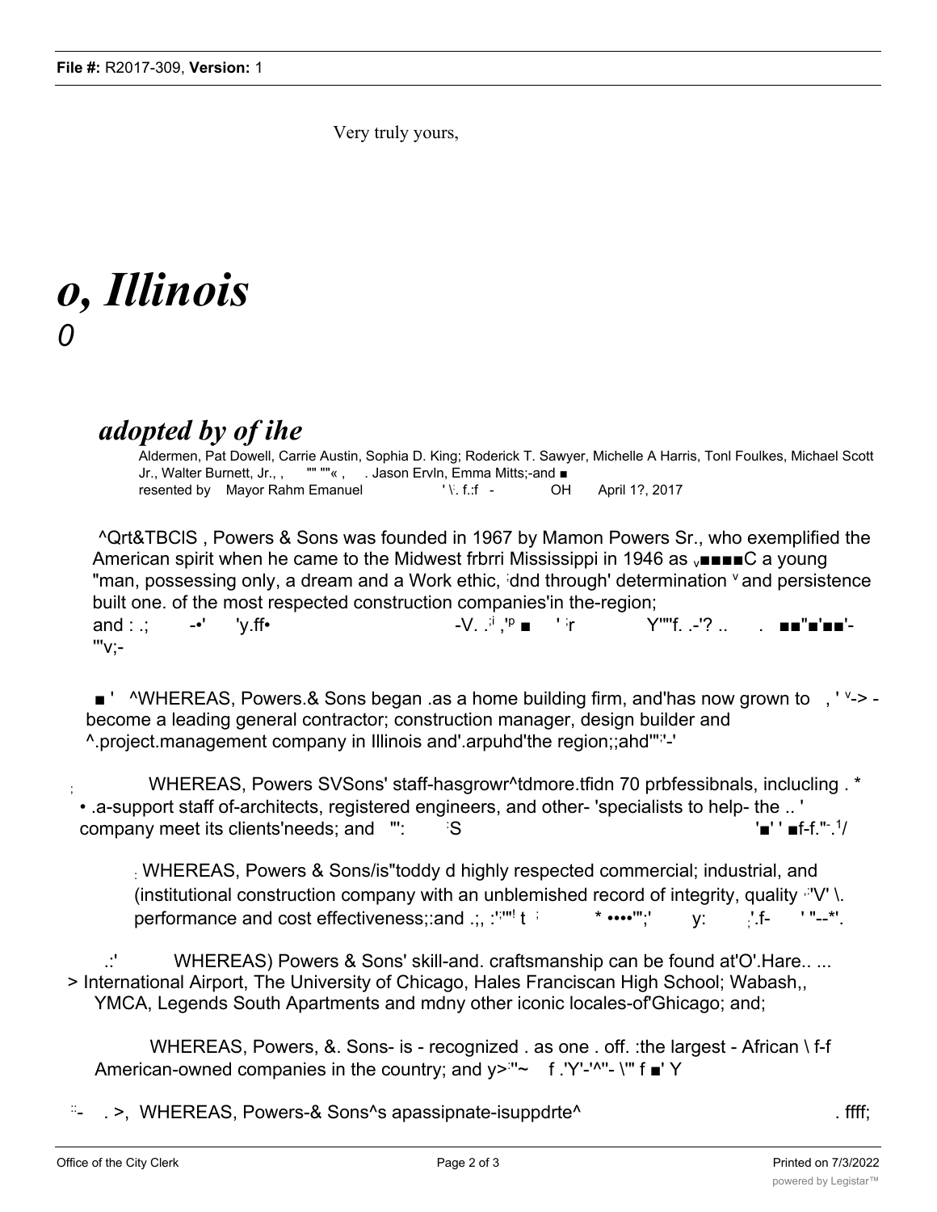Very truly yours,

# *o, Illinois*

*0*

## *adopted by of ihe*

Aldermen, Pat Dowell, Carrie Austin, Sophia D. King; Roderick T. Sawyer, Michelle A Harris, Tonl Foulkes, Michael Scott Jr., Walter Burnett, Jr., , "" ""« , . Jason Ervln, Emma Mitts;-and ■
resented by Mayor Rahm Emanuel ' \: f.:f - OH April 1?, 2017

^Qrt&TBClS , Powers & Sons was founded in 1967 by Mamon Powers Sr., who exemplified the American spirit when he came to the Midwest frbrri Mississippi in 1946 as ■■■■C a young "man, possessing only, a dream and a Work ethic, dnd through' determination and persistence built one. of the most respected construction companies'in the-region;
and : .; -•' 'y.ff• -V. .' ,' ■ ' r Y""f. .-'? .. . ■■"■'■■'- '"v;-

■ ' ^WHEREAS, Powers.& Sons began .as a home building firm, and'has now grown to , ' -> - become a leading general contractor; construction manager, design builder and ^.project.management company in Illinois and'.arpuhd'the region;;ahd"'-'

; WHEREAS, Powers SVSons' staff-hasgrowr^tdmore.tfidn 70 prbfessibnals, inclucling . * • .a-support staff of-architects, registered engineers, and other- 'specialists to help- the .. ' company meet its clients'needs; and "': S '■' ' ■f-f."-.1/

WHEREAS, Powers & Sons/is"toddy d highly respected commercial; industrial, and (institutional construction company with an unblemished record of integrity, quality 'V' \. performance and cost effectiveness;:and .;, :'"! t * ••••'";' y: '.f- ' "--*'.

.:' WHEREAS) Powers & Sons' skill-and. craftsmanship can be found at'O'.Hare.. ... > International Airport, The University of Chicago, Hales Franciscan High School; Wabash,, YMCA, Legends South Apartments and mdny other iconic locales-of'Ghicago; and;

WHEREAS, Powers, &. Sons- is - recognized . as one . off. :the largest - African \ f-f American-owned companies in the country; and y>"~ f .'Y'-'^"- \'" f ■' Y

- . >, WHEREAS, Powers-& Sons^s apassipnate-isuppdrte^ . ffff;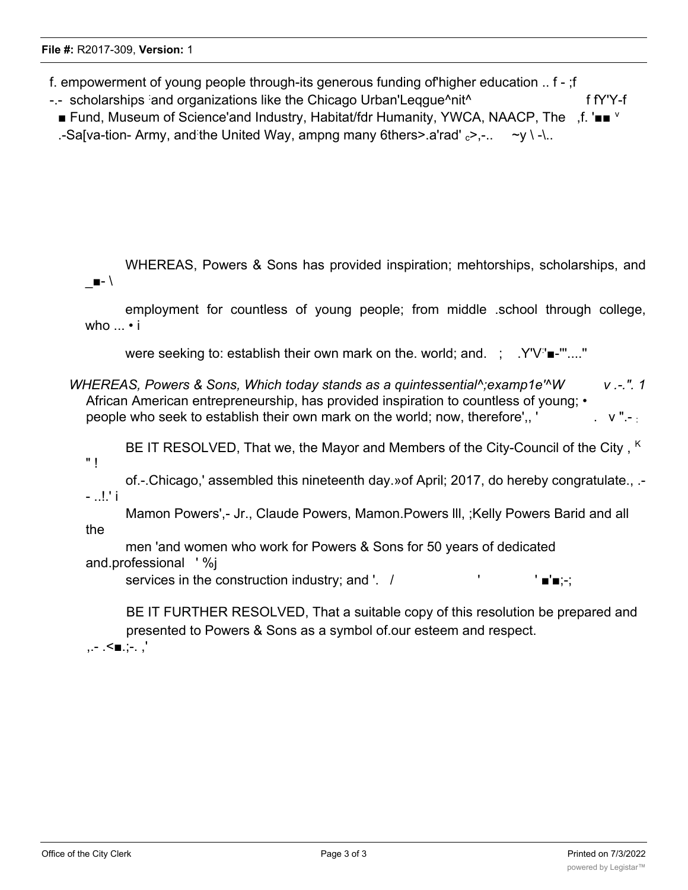f. empowerment of young people through-its generous funding of'higher education .. f - ;f -.- scholarships and organizations like the Chicago Urban'Leqgue^nit^ f fY'Y-f ■ Fund, Museum of Science'and Industry, Habitat/fdr Humanity, YWCA, NAACP, The ,f. '■■ v .-Sa[va-tion- Army, and the United Way, ampng many 6thers>.a'rad' c>,-.. ~y \ -\..

WHEREAS, Powers & Sons has provided inspiration; mehtorships, scholarships, and _■- \ employment for countless of young people; from middle .school through college, who ... • i were seeking to: establish their own mark on the. world; and. ; .Y'V'■-'"...."

*WHEREAS, Powers & Sons, Which today stands as a quintessential^;examp1e'^W v .-.". 1* African American entrepreneurship, has provided inspiration to countless of young; • people who seek to establish their own mark on the world; now, therefore',, ' . v ".- :

BE IT RESOLVED, That we, the Mayor and Members of the City-Council of the City , K " ! of.-.Chicago,' assembled this nineteenth day.»of April; 2017, do hereby congratulate., .- - ..!.' i Mamon Powers',- Jr., Claude Powers, Mamon.Powers lll, ;Kelly Powers Barid and all the men 'and women who work for Powers & Sons for 50 years of dedicated and.professional ' %j services in the construction industry; and '. / ' ' ■'■;-;

BE IT FURTHER RESOLVED, That a suitable copy of this resolution be prepared and presented to Powers & Sons as a symbol of.our esteem and respect.

,.- .<■.;-. ,'